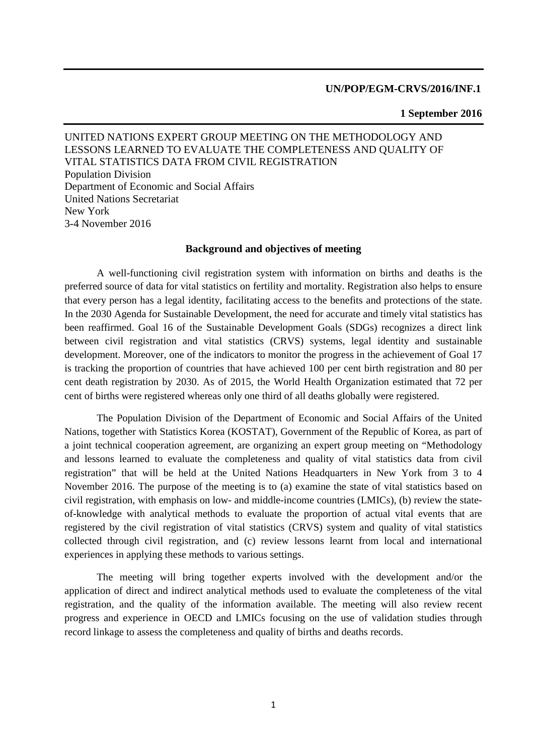**UN/POP/EGM-CRVS/2016/INF.1**

**1 September 2016**

UNITED NATIONS EXPERT GROUP MEETING ON THE METHODOLOGY AND LESSONS LEARNED TO EVALUATE THE COMPLETENESS AND QUALITY OF VITAL STATISTICS DATA FROM CIVIL REGISTRATION
Population Division
Department of Economic and Social Affairs
United Nations Secretariat
New York
3-4 November 2016

## Background and objectives of meeting

A well-functioning civil registration system with information on births and deaths is the preferred source of data for vital statistics on fertility and mortality. Registration also helps to ensure that every person has a legal identity, facilitating access to the benefits and protections of the state. In the 2030 Agenda for Sustainable Development, the need for accurate and timely vital statistics has been reaffirmed. Goal 16 of the Sustainable Development Goals (SDGs) recognizes a direct link between civil registration and vital statistics (CRVS) systems, legal identity and sustainable development. Moreover, one of the indicators to monitor the progress in the achievement of Goal 17 is tracking the proportion of countries that have achieved 100 per cent birth registration and 80 per cent death registration by 2030. As of 2015, the World Health Organization estimated that 72 per cent of births were registered whereas only one third of all deaths globally were registered.

The Population Division of the Department of Economic and Social Affairs of the United Nations, together with Statistics Korea (KOSTAT), Government of the Republic of Korea, as part of a joint technical cooperation agreement, are organizing an expert group meeting on "Methodology and lessons learned to evaluate the completeness and quality of vital statistics data from civil registration" that will be held at the United Nations Headquarters in New York from 3 to 4 November 2016. The purpose of the meeting is to (a) examine the state of vital statistics based on civil registration, with emphasis on low- and middle-income countries (LMICs), (b) review the state-of-knowledge with analytical methods to evaluate the proportion of actual vital events that are registered by the civil registration of vital statistics (CRVS) system and quality of vital statistics collected through civil registration, and (c) review lessons learnt from local and international experiences in applying these methods to various settings.

The meeting will bring together experts involved with the development and/or the application of direct and indirect analytical methods used to evaluate the completeness of the vital registration, and the quality of the information available. The meeting will also review recent progress and experience in OECD and LMICs focusing on the use of validation studies through record linkage to assess the completeness and quality of births and deaths records.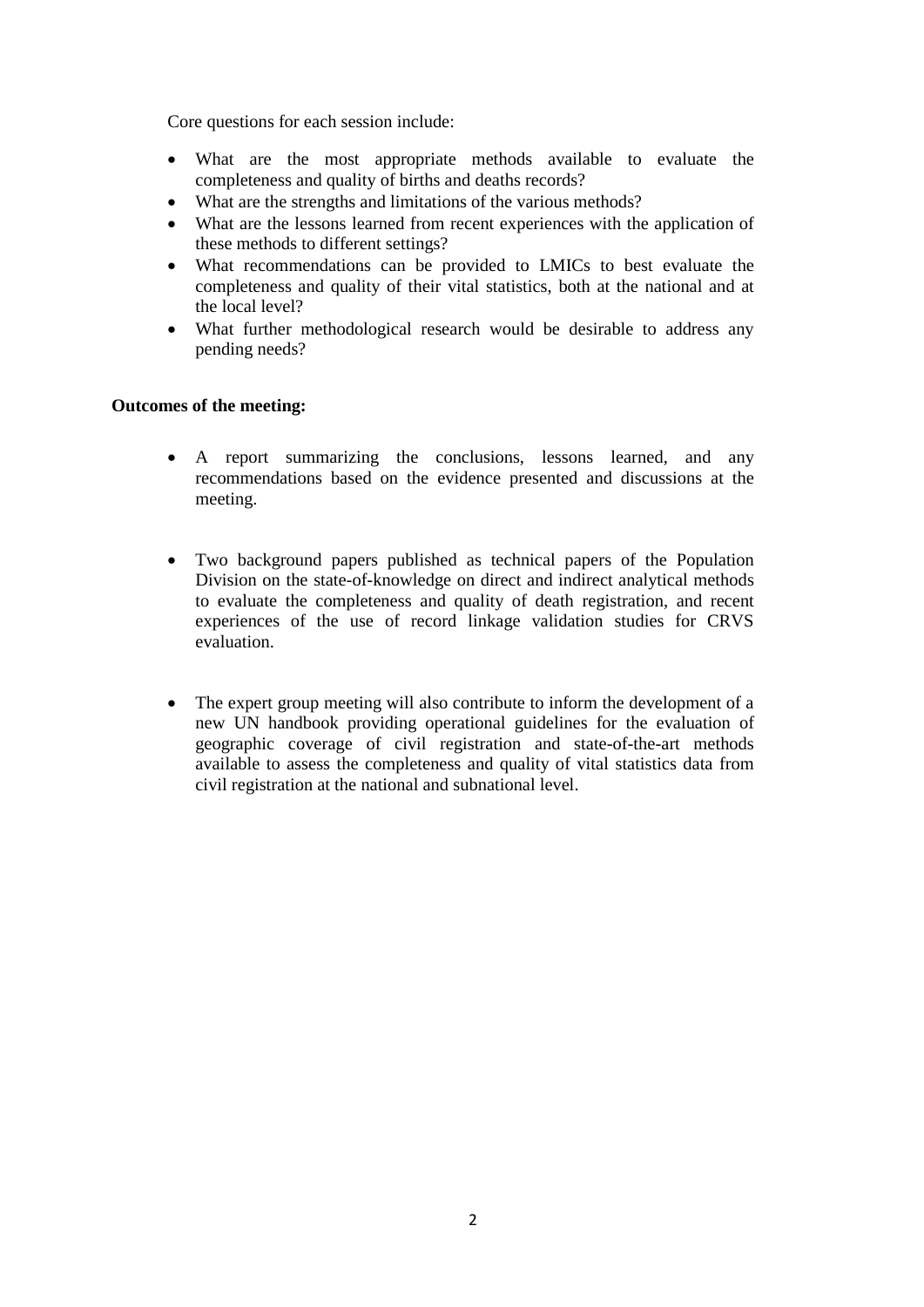Core questions for each session include:

- What are the most appropriate methods available to evaluate the completeness and quality of births and deaths records?
- What are the strengths and limitations of the various methods?
- What are the lessons learned from recent experiences with the application of these methods to different settings?
- What recommendations can be provided to LMICs to best evaluate the completeness and quality of their vital statistics, both at the national and at the local level?
- What further methodological research would be desirable to address any pending needs?

**Outcomes of the meeting:**

- A report summarizing the conclusions, lessons learned, and any recommendations based on the evidence presented and discussions at the meeting.

- Two background papers published as technical papers of the Population Division on the state-of-knowledge on direct and indirect analytical methods to evaluate the completeness and quality of death registration, and recent experiences of the use of record linkage validation studies for CRVS evaluation.

- The expert group meeting will also contribute to inform the development of a new UN handbook providing operational guidelines for the evaluation of geographic coverage of civil registration and state-of-the-art methods available to assess the completeness and quality of vital statistics data from civil registration at the national and subnational level.